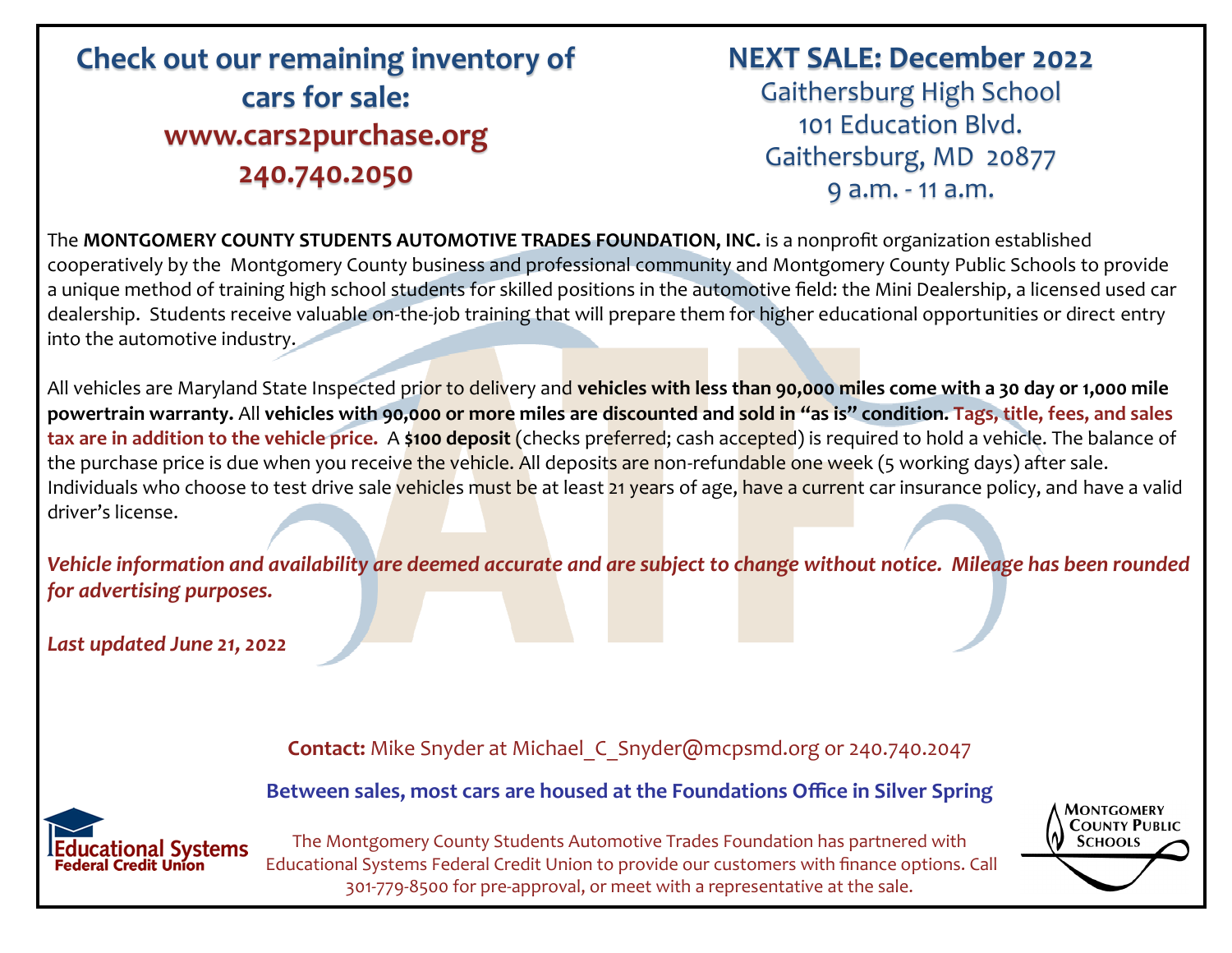## Check out our remaining inventory of cars for sale:
## www.cars2purchase.org
## 240.740.2050

## NEXT SALE: December 2022

Gaithersburg High School
101 Education Blvd.
Gaithersburg, MD 20877
9 a.m. - 11 a.m.

The **MONTGOMERY COUNTY STUDENTS AUTOMOTIVE TRADES FOUNDATION, INC.** is a nonprofit organization established cooperatively by the Montgomery County business and professional community and Montgomery County Public Schools to provide a unique method of training high school students for skilled positions in the automotive field: the Mini Dealership, a licensed used car dealership. Students receive valuable on-the-job training that will prepare them for higher educational opportunities or direct entry into the automotive industry.

All vehicles are Maryland State Inspected prior to delivery and **vehicles with less than 90,000 miles come with a 30 day or 1,000 mile powertrain warranty.** All **vehicles with 90,000 or more miles are discounted and sold in "as is" condition.** **Tags, title, fees, and sales tax are in addition to the vehicle price.** A **$100 deposit** (checks preferred; cash accepted) is required to hold a vehicle. The balance of the purchase price is due when you receive the vehicle. All deposits are non-refundable one week (5 working days) after sale. Individuals who choose to test drive sale vehicles must be at least 21 years of age, have a current car insurance policy, and have a valid driver's license.

***Vehicle information and availability are deemed accurate and are subject to change without notice. Mileage has been rounded for advertising purposes.***

***Last updated June 21, 2022***

**Contact:** Mike Snyder at Michael_C_Snyder@mcpsmd.org or 240.740.2047

**Between sales, most cars are housed at the Foundations Office in Silver Spring**

Educational Systems Federal Credit Union

The Montgomery County Students Automotive Trades Foundation has partnered with Educational Systems Federal Credit Union to provide our customers with finance options. Call 301-779-8500 for pre-approval, or meet with a representative at the sale.

Montgomery County Public Schools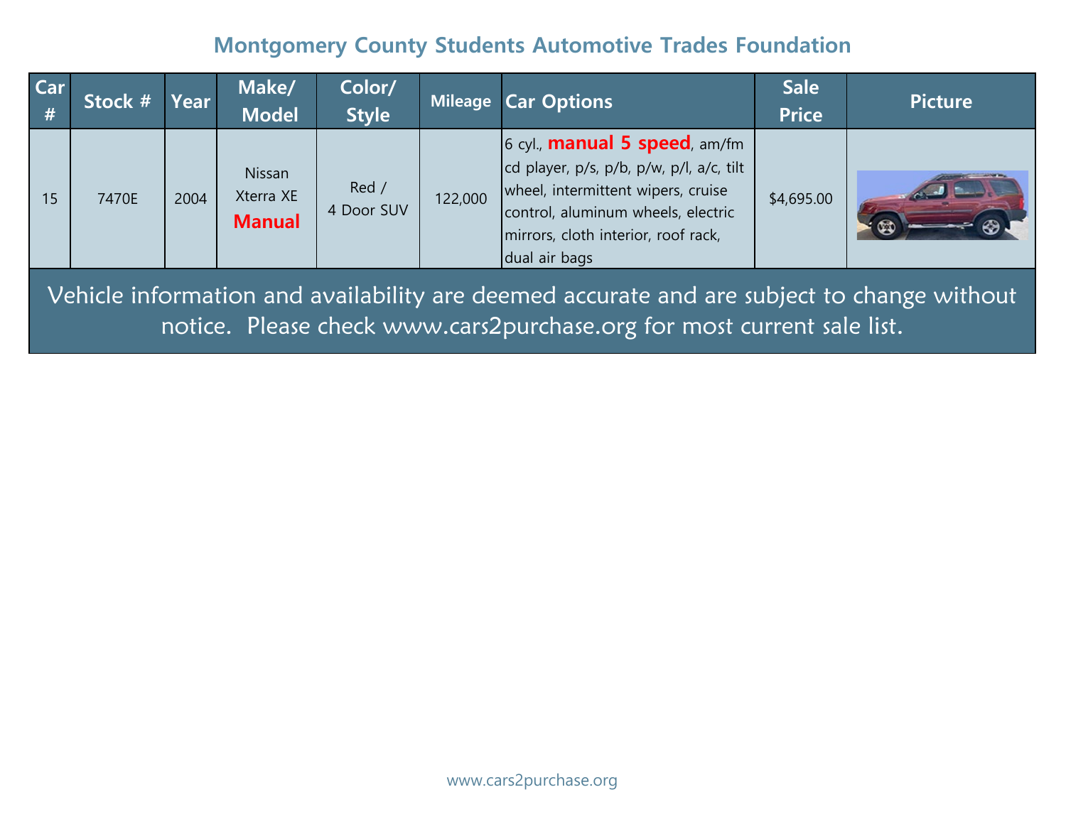# Montgomery County Students Automotive Trades Foundation

| Car # | Stock # | Year | Make/ Model | Color/ Style | Mileage | Car Options | Sale Price | Picture |
|---|---|---|---|---|---|---|---|---|
| 15 | 7470E | 2004 | Nissan Xterra XE **Manual** | Red / 4 Door SUV | 122,000 | 6 cyl., **manual 5 speed**, am/fm cd player, p/s, p/b, p/w, p/l, a/c, tilt wheel, intermittent wipers, cruise control, aluminum wheels, electric mirrors, cloth interior, roof rack, dual air bags | $4,695.00 | |

Vehicle information and availability are deemed accurate and are subject to change without notice. Please check www.cars2purchase.org for most current sale list.